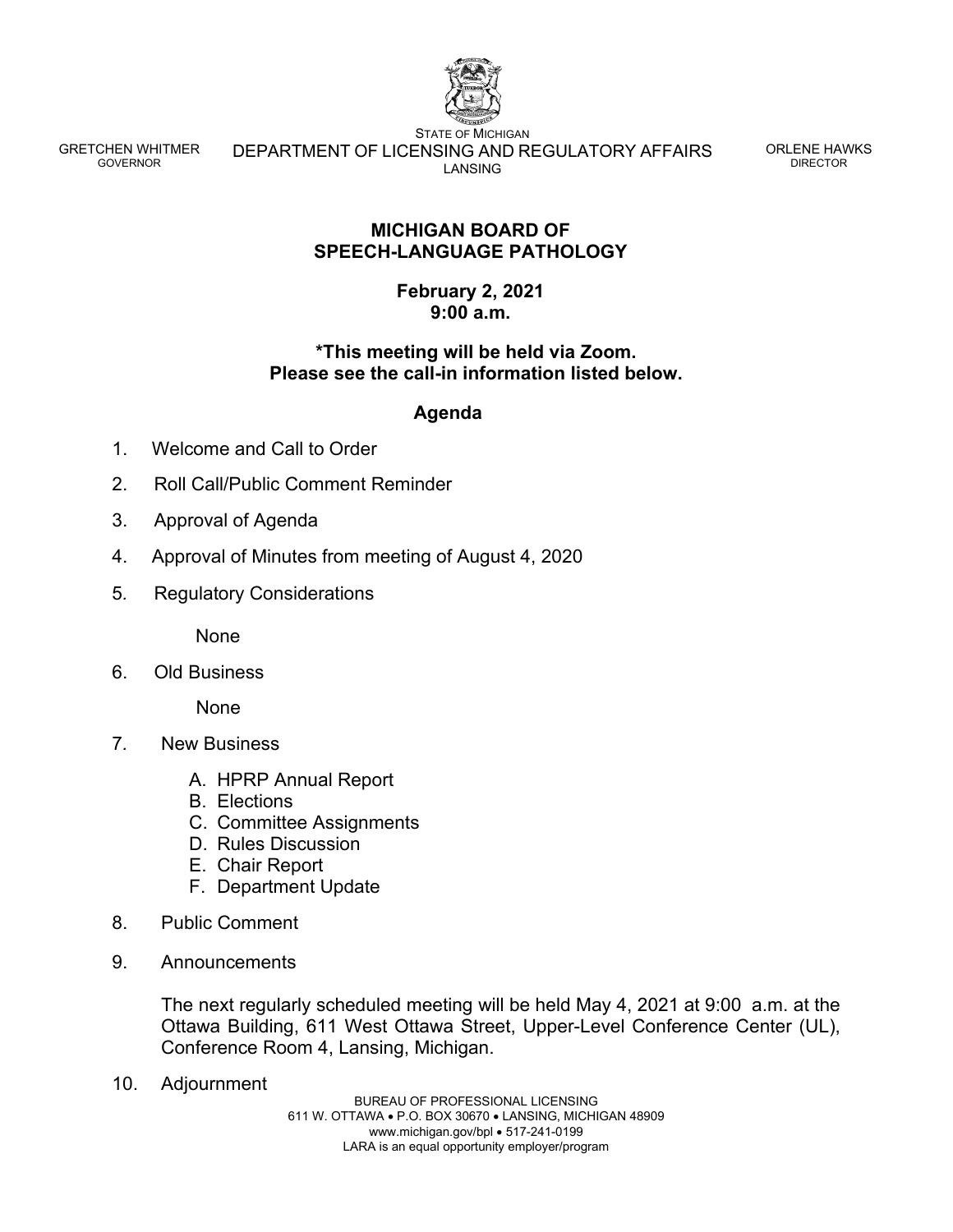GRETCHEN WHITMER
GOVERNOR

STATE OF MICHIGAN
DEPARTMENT OF LICENSING AND REGULATORY AFFAIRS
LANSING

ORLENE HAWKS
DIRECTOR

## MICHIGAN BOARD OF SPEECH-LANGUAGE PATHOLOGY

**February 2, 2021**
**9:00 a.m.**

**\*This meeting will be held via Zoom.**
**Please see the call-in information listed below.**

### Agenda

1. Welcome and Call to Order
2. Roll Call/Public Comment Reminder
3. Approval of Agenda
4. Approval of Minutes from meeting of August 4, 2020
5. Regulatory Considerations

   None

6. Old Business

   None

7. New Business

   A. HPRP Annual Report
   B. Elections
   C. Committee Assignments
   D. Rules Discussion
   E. Chair Report
   F. Department Update

8. Public Comment
9. Announcements

   The next regularly scheduled meeting will be held May 4, 2021 at 9:00 a.m. at the Ottawa Building, 611 West Ottawa Street, Upper-Level Conference Center (UL), Conference Room 4, Lansing, Michigan.

10. Adjournment

BUREAU OF PROFESSIONAL LICENSING
611 W. OTTAWA • P.O. BOX 30670 • LANSING, MICHIGAN 48909
www.michigan.gov/bpl • 517-241-0199
LARA is an equal opportunity employer/program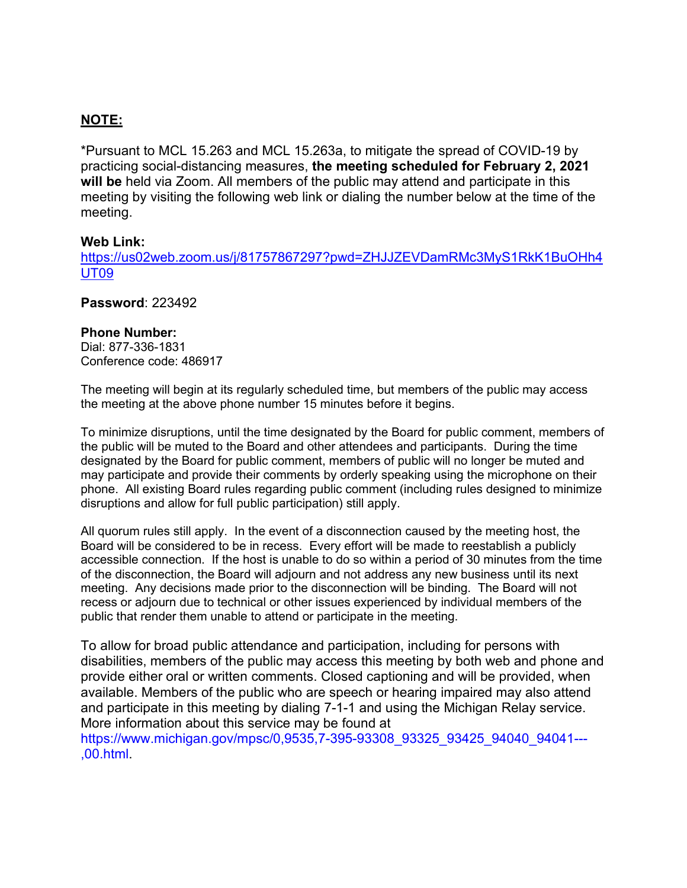**NOTE:**

*Pursuant to MCL 15.263 and MCL 15.263a, to mitigate the spread of COVID-19 by practicing social-distancing measures, **the meeting scheduled for February 2, 2021 will be** held via Zoom. All members of the public may attend and participate in this meeting by visiting the following web link or dialing the number below at the time of the meeting.

**Web Link:**
https://us02web.zoom.us/j/81757867297?pwd=ZHJJZEVDamRMc3MyS1RkK1BuOHh4UT09

**Password**: 223492

**Phone Number:**
Dial: 877-336-1831
Conference code: 486917

The meeting will begin at its regularly scheduled time, but members of the public may access the meeting at the above phone number 15 minutes before it begins.

To minimize disruptions, until the time designated by the Board for public comment, members of the public will be muted to the Board and other attendees and participants. During the time designated by the Board for public comment, members of public will no longer be muted and may participate and provide their comments by orderly speaking using the microphone on their phone. All existing Board rules regarding public comment (including rules designed to minimize disruptions and allow for full public participation) still apply.

All quorum rules still apply. In the event of a disconnection caused by the meeting host, the Board will be considered to be in recess. Every effort will be made to reestablish a publicly accessible connection. If the host is unable to do so within a period of 30 minutes from the time of the disconnection, the Board will adjourn and not address any new business until its next meeting. Any decisions made prior to the disconnection will be binding. The Board will not recess or adjourn due to technical or other issues experienced by individual members of the public that render them unable to attend or participate in the meeting.

To allow for broad public attendance and participation, including for persons with disabilities, members of the public may access this meeting by both web and phone and provide either oral or written comments. Closed captioning and will be provided, when available. Members of the public who are speech or hearing impaired may also attend and participate in this meeting by dialing 7-1-1 and using the Michigan Relay service. More information about this service may be found at https://www.michigan.gov/mpsc/0,9535,7-395-93308_93325_93425_94040_94041---,00.html.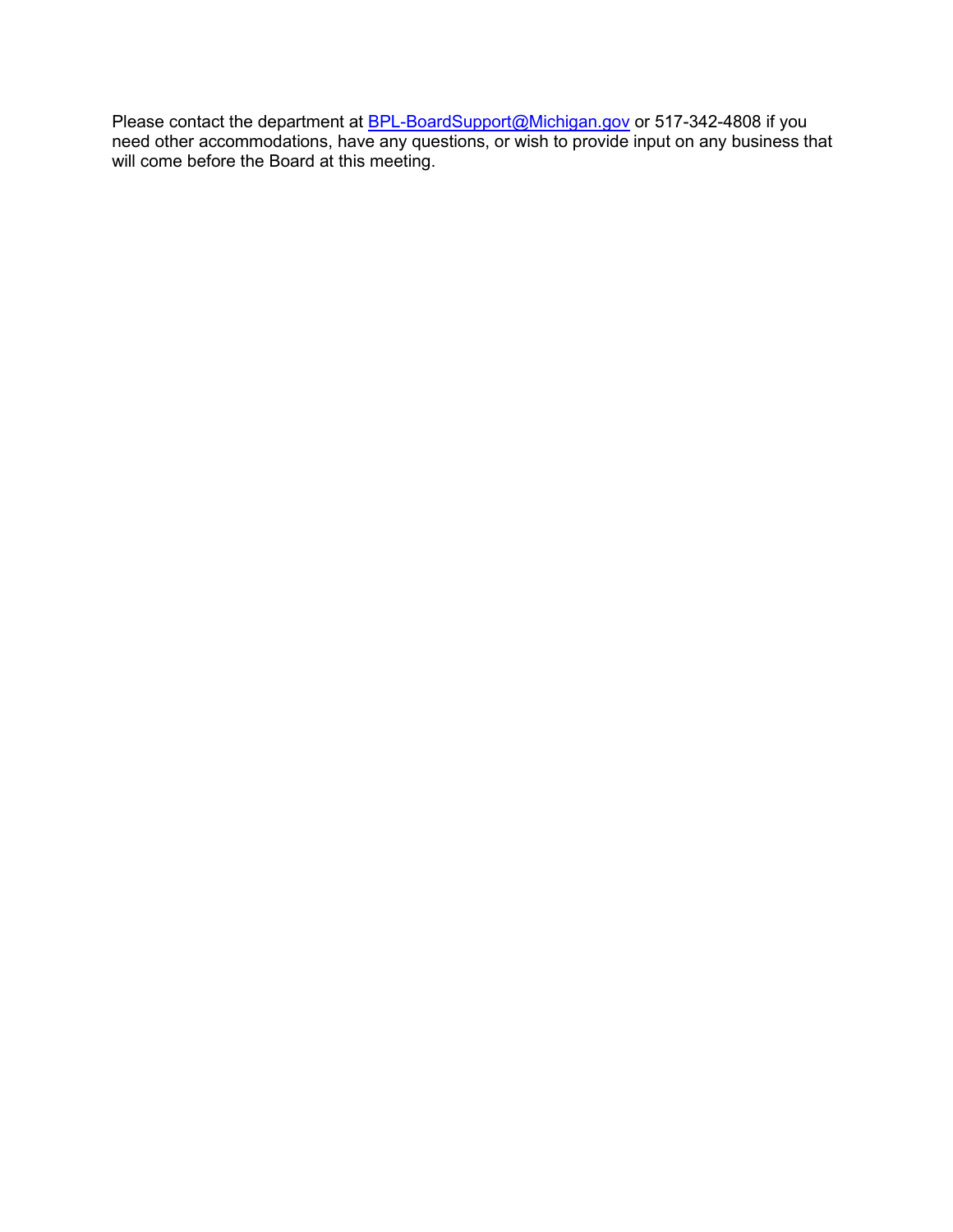Please contact the department at [BPL-BoardSupport@Michigan.gov](mailto:BPL-BoardSupport@Michigan.gov) or 517-342-4808 if you need other accommodations, have any questions, or wish to provide input on any business that will come before the Board at this meeting.